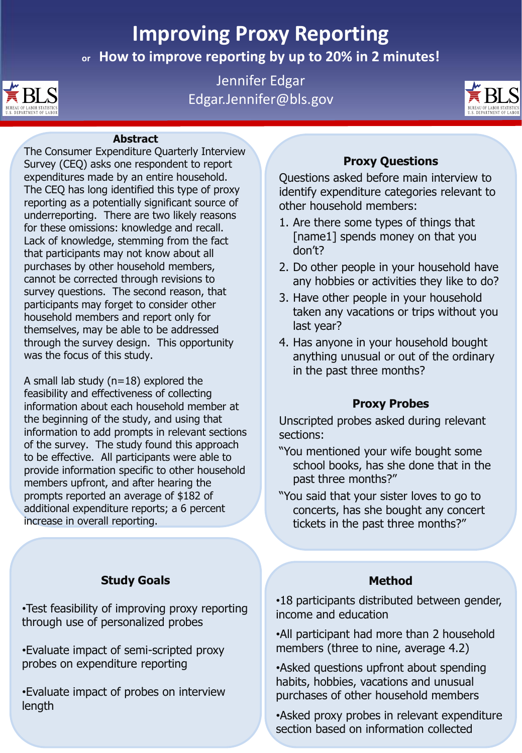# Improving Proxy Reporting

**or How to improve reporting by up to 20% in 2 minutes!**

Jennifer Edgar
Edgar.Jennifer@bls.gov

## Abstract

The Consumer Expenditure Quarterly Interview Survey (CEQ) asks one respondent to report expenditures made by an entire household. The CEQ has long identified this type of proxy reporting as a potentially significant source of underreporting. There are two likely reasons for these omissions: knowledge and recall. Lack of knowledge, stemming from the fact that participants may not know about all purchases by other household members, cannot be corrected through revisions to survey questions. The second reason, that participants may forget to consider other household members and report only for themselves, may be able to be addressed through the survey design. This opportunity was the focus of this study.

A small lab study (n=18) explored the feasibility and effectiveness of collecting information about each household member at the beginning of the study, and using that information to add prompts in relevant sections of the survey. The study found this approach to be effective. All participants were able to provide information specific to other household members upfront, and after hearing the prompts reported an average of $182 of additional expenditure reports; a 6 percent increase in overall reporting.

## Study Goals

- Test feasibility of improving proxy reporting through use of personalized probes
- Evaluate impact of semi-scripted proxy probes on expenditure reporting
- Evaluate impact of probes on interview length

## Proxy Questions

Questions asked before main interview to identify expenditure categories relevant to other household members:

1. Are there some types of things that [name1] spends money on that you don't?
2. Do other people in your household have any hobbies or activities they like to do?
3. Have other people in your household taken any vacations or trips without you last year?
4. Has anyone in your household bought anything unusual or out of the ordinary in the past three months?

## Proxy Probes

Unscripted probes asked during relevant sections:

"You mentioned your wife bought some school books, has she done that in the past three months?"

"You said that your sister loves to go to concerts, has she bought any concert tickets in the past three months?"

## Method

- 18 participants distributed between gender, income and education
- All participant had more than 2 household members (three to nine, average 4.2)
- Asked questions upfront about spending habits, hobbies, vacations and unusual purchases of other household members
- Asked proxy probes in relevant expenditure section based on information collected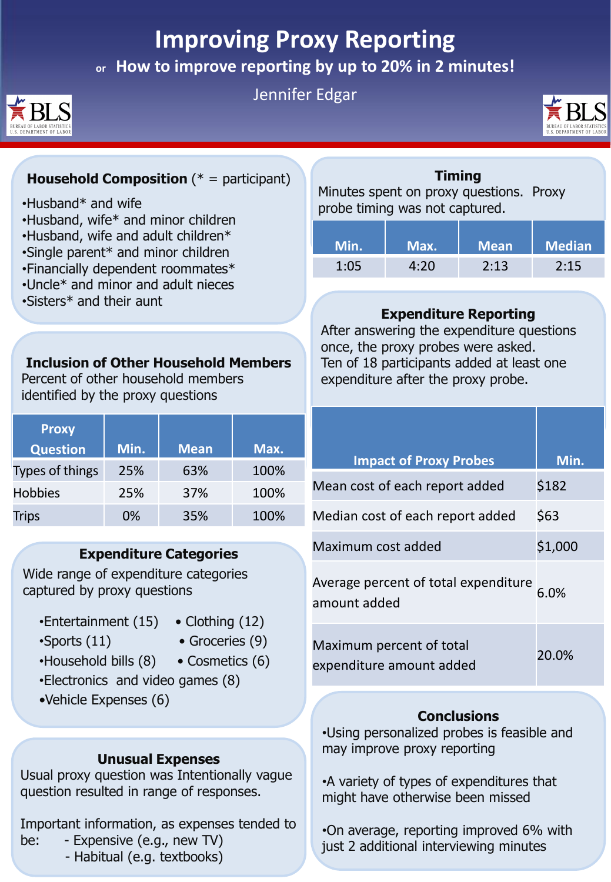# Improving Proxy Reporting

or **How to improve reporting by up to 20% in 2 minutes!**

Jennifer Edgar

BLS BUREAU OF LABOR STATISTICS U.S. DEPARTMENT OF LABOR

## Household Composition (* = participant)

- Husband* and wife
- Husband, wife* and minor children
- Husband, wife and adult children*
- Single parent* and minor children
- Financially dependent roommates*
- Uncle* and minor and adult nieces
- Sisters* and their aunt

## Inclusion of Other Household Members

Percent of other household members identified by the proxy questions

| Proxy Question | Min. | Mean | Max. |
|---|---|---|---|
| Types of things | 25% | 63% | 100% |
| Hobbies | 25% | 37% | 100% |
| Trips | 0% | 35% | 100% |

## Expenditure Categories

Wide range of expenditure categories captured by proxy questions

- Entertainment (15)
- Clothing (12)
- Sports (11)
- Groceries (9)
- Household bills (8)
- Cosmetics (6)
- Electronics and video games (8)
- Vehicle Expenses (6)

## Unusual Expenses

Usual proxy question was Intentionally vague question resulted in range of responses.

Important information, as expenses tended to be:
- Expensive (e.g., new TV)
- Habitual (e.g. textbooks)

## Timing

Minutes spent on proxy questions. Proxy probe timing was not captured.

| Min. | Max. | Mean | Median |
|---|---|---|---|
| 1:05 | 4:20 | 2:13 | 2:15 |

## Expenditure Reporting

After answering the expenditure questions once, the proxy probes were asked. Ten of 18 participants added at least one expenditure after the proxy probe.

| Impact of Proxy Probes | Min. |
|---|---|
| Mean cost of each report added | $182 |
| Median cost of each report added | $63 |
| Maximum cost added | $1,000 |
| Average percent of total expenditure amount added | 6.0% |
| Maximum percent of total expenditure amount added | 20.0% |

## Conclusions

- Using personalized probes is feasible and may improve proxy reporting
- A variety of types of expenditures that might have otherwise been missed
- On average, reporting improved 6% with just 2 additional interviewing minutes